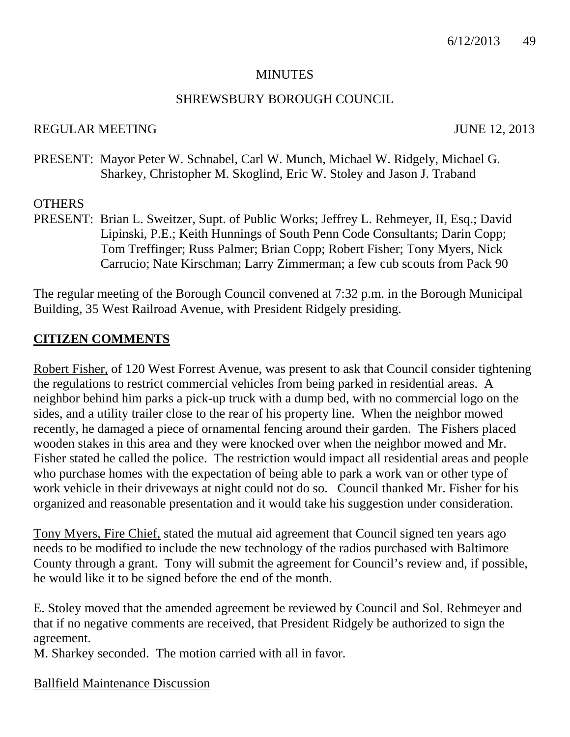# MINUTES

## SHREWSBURY BOROUGH COUNCIL

REGULAR MEETING JUNE 12, 2013

PRESENT: Mayor Peter W. Schnabel, Carl W. Munch, Michael W. Ridgely, Michael G. Sharkey, Christopher M. Skoglind, Eric W. Stoley and Jason J. Traband

OTHERS
PRESENT: Brian L. Sweitzer, Supt. of Public Works; Jeffrey L. Rehmeyer, II, Esq.; David Lipinski, P.E.; Keith Hunnings of South Penn Code Consultants; Darin Copp; Tom Treffinger; Russ Palmer; Brian Copp; Robert Fisher; Tony Myers, Nick Carrucio; Nate Kirschman; Larry Zimmerman; a few cub scouts from Pack 90

The regular meeting of the Borough Council convened at 7:32 p.m. in the Borough Municipal Building, 35 West Railroad Avenue, with President Ridgely presiding.

## CITIZEN COMMENTS

Robert Fisher, of 120 West Forrest Avenue, was present to ask that Council consider tightening the regulations to restrict commercial vehicles from being parked in residential areas. A neighbor behind him parks a pick-up truck with a dump bed, with no commercial logo on the sides, and a utility trailer close to the rear of his property line. When the neighbor mowed recently, he damaged a piece of ornamental fencing around their garden. The Fishers placed wooden stakes in this area and they were knocked over when the neighbor mowed and Mr. Fisher stated he called the police. The restriction would impact all residential areas and people who purchase homes with the expectation of being able to park a work van or other type of work vehicle in their driveways at night could not do so. Council thanked Mr. Fisher for his organized and reasonable presentation and it would take his suggestion under consideration.

Tony Myers, Fire Chief, stated the mutual aid agreement that Council signed ten years ago needs to be modified to include the new technology of the radios purchased with Baltimore County through a grant. Tony will submit the agreement for Council's review and, if possible, he would like it to be signed before the end of the month.

E. Stoley moved that the amended agreement be reviewed by Council and Sol. Rehmeyer and that if no negative comments are received, that President Ridgely be authorized to sign the agreement.
M. Sharkey seconded. The motion carried with all in favor.

Ballfield Maintenance Discussion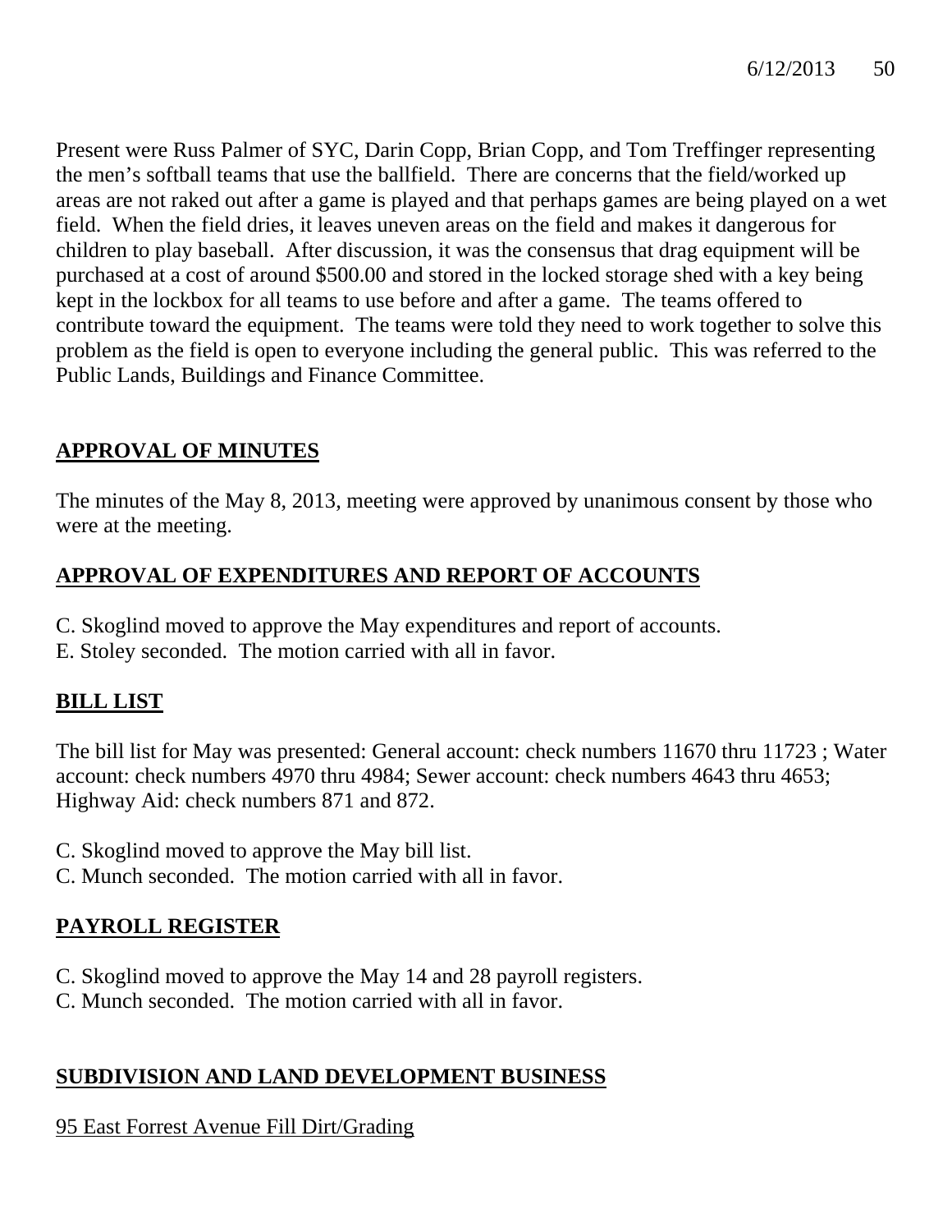Present were Russ Palmer of SYC, Darin Copp, Brian Copp, and Tom Treffinger representing the men's softball teams that use the ballfield. There are concerns that the field/worked up areas are not raked out after a game is played and that perhaps games are being played on a wet field. When the field dries, it leaves uneven areas on the field and makes it dangerous for children to play baseball. After discussion, it was the consensus that drag equipment will be purchased at a cost of around $500.00 and stored in the locked storage shed with a key being kept in the lockbox for all teams to use before and after a game. The teams offered to contribute toward the equipment. The teams were told they need to work together to solve this problem as the field is open to everyone including the general public. This was referred to the Public Lands, Buildings and Finance Committee.

## APPROVAL OF MINUTES

The minutes of the May 8, 2013, meeting were approved by unanimous consent by those who were at the meeting.

## APPROVAL OF EXPENDITURES AND REPORT OF ACCOUNTS

C. Skoglind moved to approve the May expenditures and report of accounts.
E. Stoley seconded. The motion carried with all in favor.

## BILL LIST

The bill list for May was presented: General account: check numbers 11670 thru 11723 ; Water account: check numbers 4970 thru 4984; Sewer account: check numbers 4643 thru 4653; Highway Aid: check numbers 871 and 872.

C. Skoglind moved to approve the May bill list.
C. Munch seconded. The motion carried with all in favor.

## PAYROLL REGISTER

C. Skoglind moved to approve the May 14 and 28 payroll registers.
C. Munch seconded. The motion carried with all in favor.

## SUBDIVISION AND LAND DEVELOPMENT BUSINESS

95 East Forrest Avenue Fill Dirt/Grading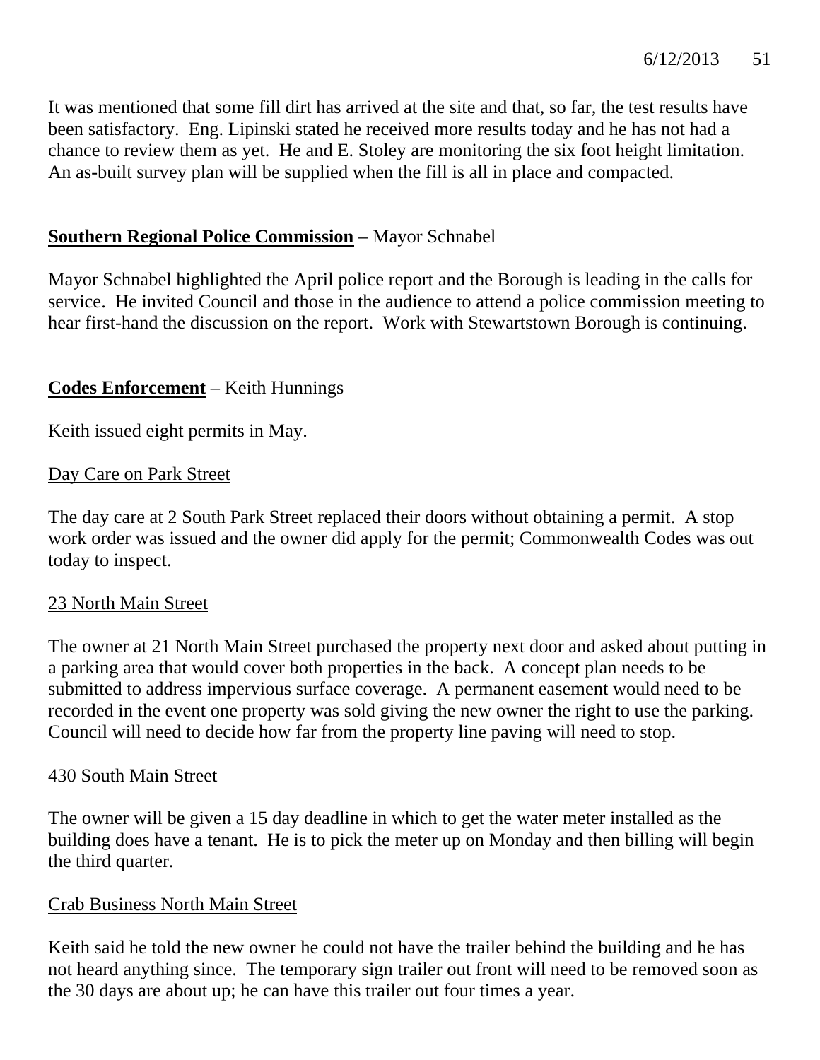It was mentioned that some fill dirt has arrived at the site and that, so far, the test results have been satisfactory. Eng. Lipinski stated he received more results today and he has not had a chance to review them as yet. He and E. Stoley are monitoring the six foot height limitation. An as-built survey plan will be supplied when the fill is all in place and compacted.

**Southern Regional Police Commission** – Mayor Schnabel

Mayor Schnabel highlighted the April police report and the Borough is leading in the calls for service. He invited Council and those in the audience to attend a police commission meeting to hear first-hand the discussion on the report. Work with Stewartstown Borough is continuing.

**Codes Enforcement** – Keith Hunnings

Keith issued eight permits in May.

Day Care on Park Street

The day care at 2 South Park Street replaced their doors without obtaining a permit. A stop work order was issued and the owner did apply for the permit; Commonwealth Codes was out today to inspect.

23 North Main Street

The owner at 21 North Main Street purchased the property next door and asked about putting in a parking area that would cover both properties in the back. A concept plan needs to be submitted to address impervious surface coverage. A permanent easement would need to be recorded in the event one property was sold giving the new owner the right to use the parking. Council will need to decide how far from the property line paving will need to stop.

430 South Main Street

The owner will be given a 15 day deadline in which to get the water meter installed as the building does have a tenant. He is to pick the meter up on Monday and then billing will begin the third quarter.

Crab Business North Main Street

Keith said he told the new owner he could not have the trailer behind the building and he has not heard anything since. The temporary sign trailer out front will need to be removed soon as the 30 days are about up; he can have this trailer out four times a year.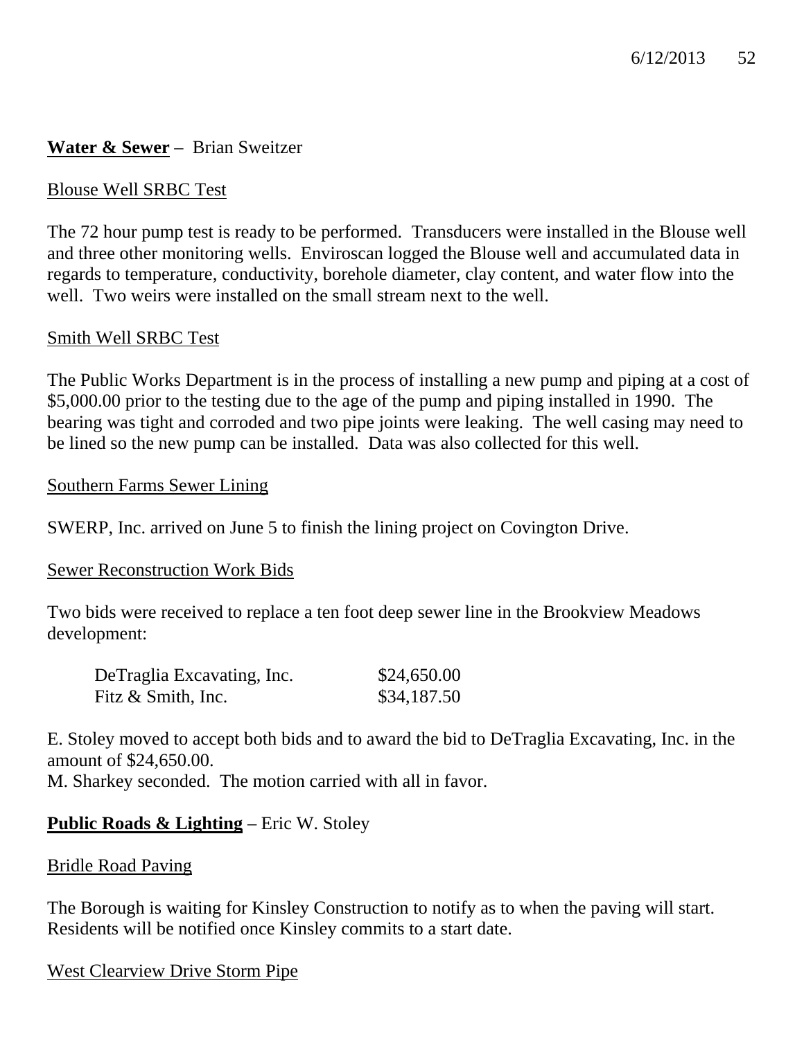**<u>Water & Sewer</u>** – Brian Sweitzer

<u>Blouse Well SRBC Test</u>

The 72 hour pump test is ready to be performed. Transducers were installed in the Blouse well and three other monitoring wells. Enviroscan logged the Blouse well and accumulated data in regards to temperature, conductivity, borehole diameter, clay content, and water flow into the well. Two weirs were installed on the small stream next to the well.

<u>Smith Well SRBC Test</u>

The Public Works Department is in the process of installing a new pump and piping at a cost of $5,000.00 prior to the testing due to the age of the pump and piping installed in 1990. The bearing was tight and corroded and two pipe joints were leaking. The well casing may need to be lined so the new pump can be installed. Data was also collected for this well.

<u>Southern Farms Sewer Lining</u>

SWERP, Inc. arrived on June 5 to finish the lining project on Covington Drive.

<u>Sewer Reconstruction Work Bids</u>

Two bids were received to replace a ten foot deep sewer line in the Brookview Meadows development:

| | |
|---|---|
| DeTraglia Excavating, Inc. | $24,650.00 |
| Fitz & Smith, Inc. | $34,187.50 |

E. Stoley moved to accept both bids and to award the bid to DeTraglia Excavating, Inc. in the amount of $24,650.00.
M. Sharkey seconded. The motion carried with all in favor.

**<u>Public Roads & Lighting</u>** – Eric W. Stoley

<u>Bridle Road Paving</u>

The Borough is waiting for Kinsley Construction to notify as to when the paving will start. Residents will be notified once Kinsley commits to a start date.

<u>West Clearview Drive Storm Pipe</u>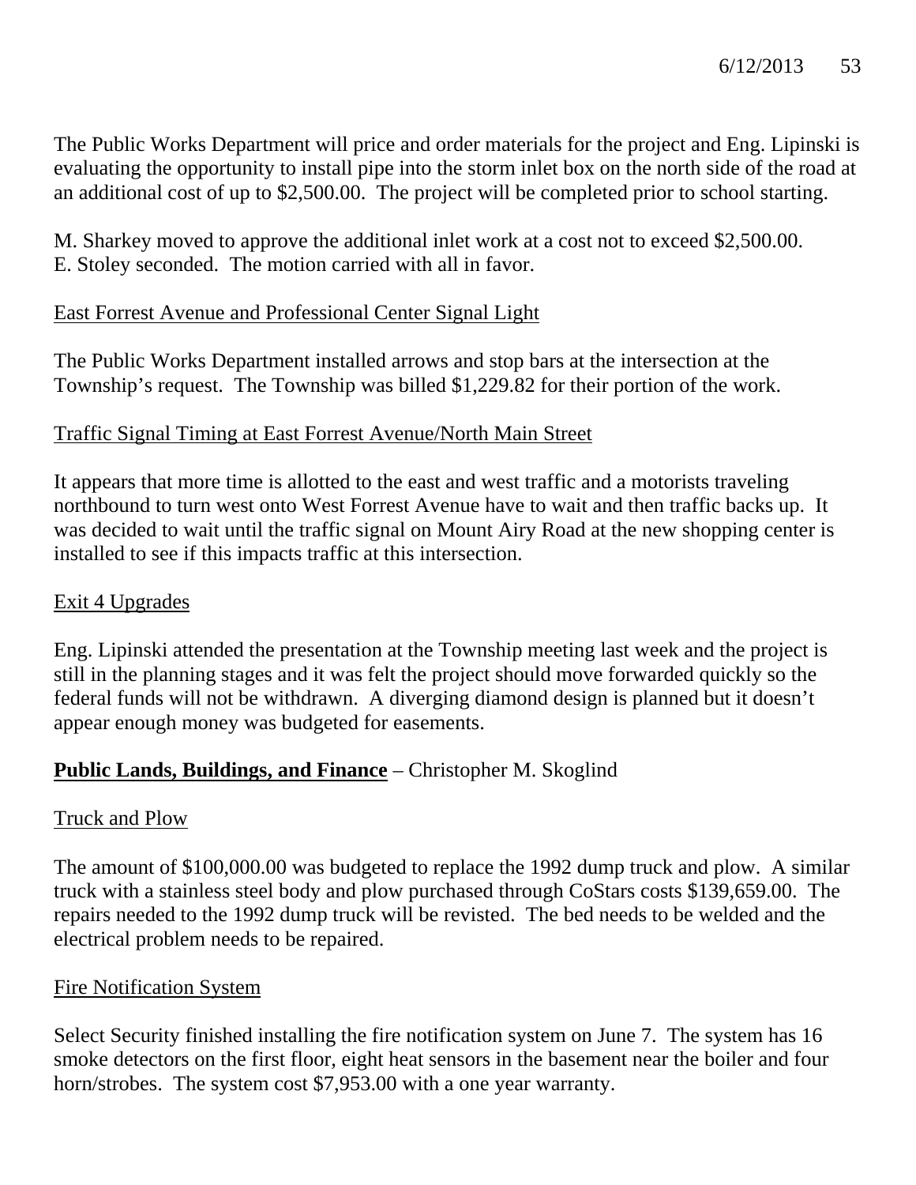The Public Works Department will price and order materials for the project and Eng. Lipinski is evaluating the opportunity to install pipe into the storm inlet box on the north side of the road at an additional cost of up to $2,500.00. The project will be completed prior to school starting.

M. Sharkey moved to approve the additional inlet work at a cost not to exceed $2,500.00. E. Stoley seconded. The motion carried with all in favor.

East Forrest Avenue and Professional Center Signal Light

The Public Works Department installed arrows and stop bars at the intersection at the Township's request. The Township was billed $1,229.82 for their portion of the work.

Traffic Signal Timing at East Forrest Avenue/North Main Street

It appears that more time is allotted to the east and west traffic and a motorists traveling northbound to turn west onto West Forrest Avenue have to wait and then traffic backs up. It was decided to wait until the traffic signal on Mount Airy Road at the new shopping center is installed to see if this impacts traffic at this intersection.

Exit 4 Upgrades

Eng. Lipinski attended the presentation at the Township meeting last week and the project is still in the planning stages and it was felt the project should move forwarded quickly so the federal funds will not be withdrawn. A diverging diamond design is planned but it doesn't appear enough money was budgeted for easements.

**Public Lands, Buildings, and Finance** – Christopher M. Skoglind

Truck and Plow

The amount of $100,000.00 was budgeted to replace the 1992 dump truck and plow. A similar truck with a stainless steel body and plow purchased through CoStars costs $139,659.00. The repairs needed to the 1992 dump truck will be revisted. The bed needs to be welded and the electrical problem needs to be repaired.

Fire Notification System

Select Security finished installing the fire notification system on June 7. The system has 16 smoke detectors on the first floor, eight heat sensors in the basement near the boiler and four horn/strobes. The system cost $7,953.00 with a one year warranty.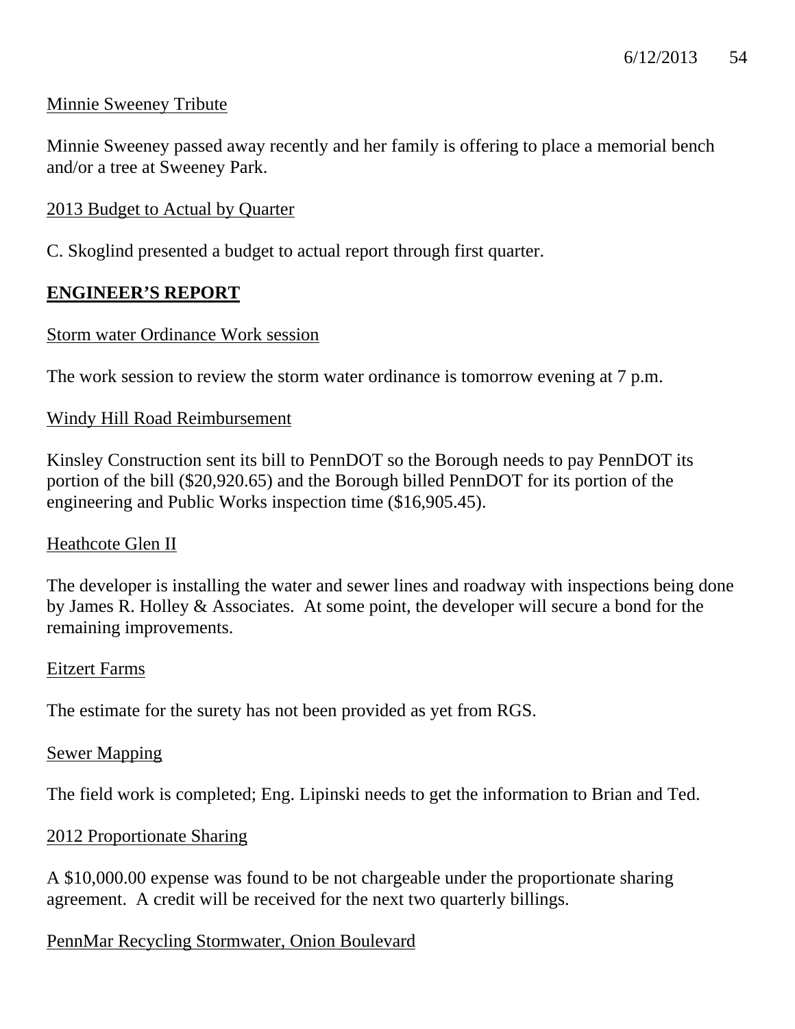Minnie Sweeney Tribute

Minnie Sweeney passed away recently and her family is offering to place a memorial bench and/or a tree at Sweeney Park.

2013 Budget to Actual by Quarter

C. Skoglind presented a budget to actual report through first quarter.

## **ENGINEER'S REPORT**

Storm water Ordinance Work session

The work session to review the storm water ordinance is tomorrow evening at 7 p.m.

Windy Hill Road Reimbursement

Kinsley Construction sent its bill to PennDOT so the Borough needs to pay PennDOT its portion of the bill ($20,920.65) and the Borough billed PennDOT for its portion of the engineering and Public Works inspection time ($16,905.45).

Heathcote Glen II

The developer is installing the water and sewer lines and roadway with inspections being done by James R. Holley & Associates. At some point, the developer will secure a bond for the remaining improvements.

Eitzert Farms

The estimate for the surety has not been provided as yet from RGS.

Sewer Mapping

The field work is completed; Eng. Lipinski needs to get the information to Brian and Ted.

2012 Proportionate Sharing

A $10,000.00 expense was found to be not chargeable under the proportionate sharing agreement. A credit will be received for the next two quarterly billings.

PennMar Recycling Stormwater, Onion Boulevard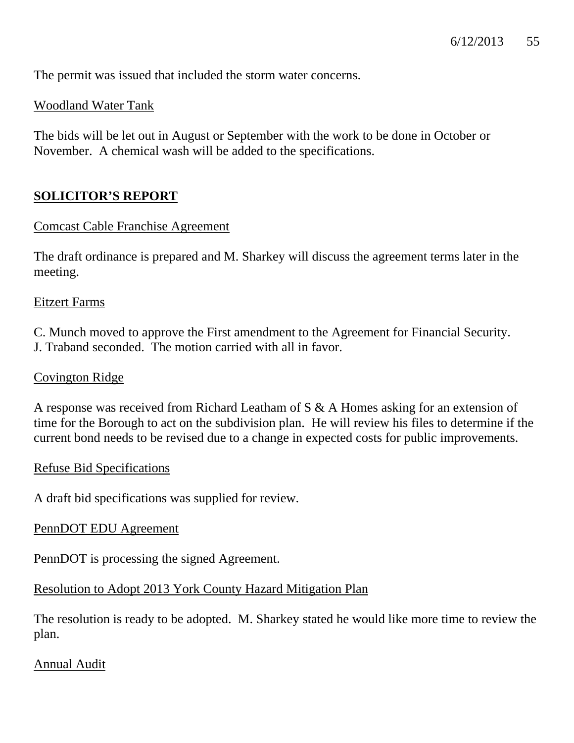The permit was issued that included the storm water concerns.

Woodland Water Tank

The bids will be let out in August or September with the work to be done in October or November. A chemical wash will be added to the specifications.

## SOLICITOR'S REPORT

Comcast Cable Franchise Agreement

The draft ordinance is prepared and M. Sharkey will discuss the agreement terms later in the meeting.

Eitzert Farms

C. Munch moved to approve the First amendment to the Agreement for Financial Security. J. Traband seconded. The motion carried with all in favor.

Covington Ridge

A response was received from Richard Leatham of S & A Homes asking for an extension of time for the Borough to act on the subdivision plan. He will review his files to determine if the current bond needs to be revised due to a change in expected costs for public improvements.

Refuse Bid Specifications

A draft bid specifications was supplied for review.

PennDOT EDU Agreement

PennDOT is processing the signed Agreement.

Resolution to Adopt 2013 York County Hazard Mitigation Plan

The resolution is ready to be adopted. M. Sharkey stated he would like more time to review the plan.

Annual Audit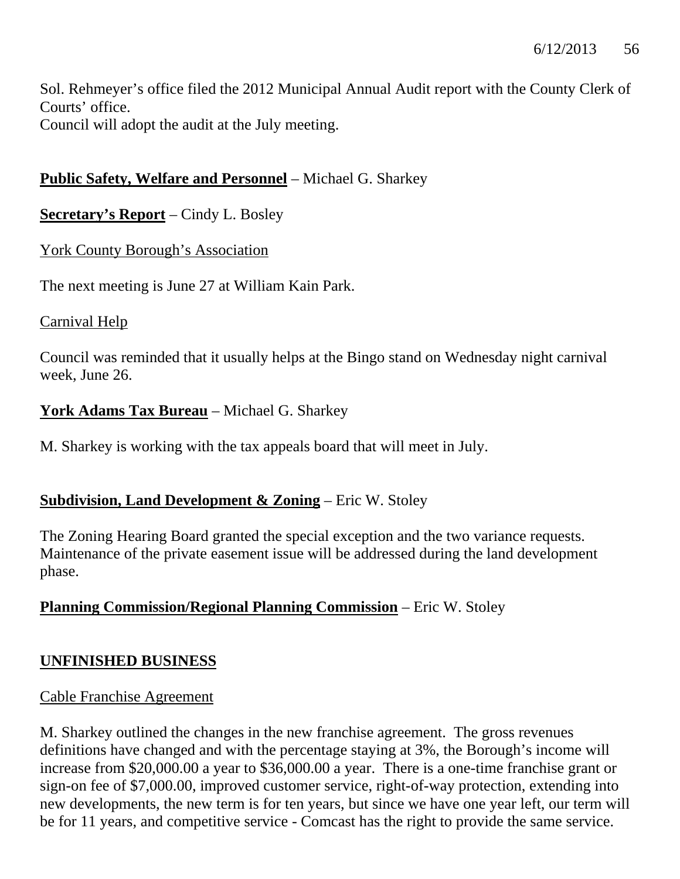Sol. Rehmeyer's office filed the 2012 Municipal Annual Audit report with the County Clerk of Courts' office.
Council will adopt the audit at the July meeting.

**Public Safety, Welfare and Personnel** – Michael G. Sharkey

**Secretary's Report** – Cindy L. Bosley

York County Borough's Association

The next meeting is June 27 at William Kain Park.

Carnival Help

Council was reminded that it usually helps at the Bingo stand on Wednesday night carnival week, June 26.

**York Adams Tax Bureau** – Michael G. Sharkey

M. Sharkey is working with the tax appeals board that will meet in July.

**Subdivision, Land Development & Zoning** – Eric W. Stoley

The Zoning Hearing Board granted the special exception and the two variance requests. Maintenance of the private easement issue will be addressed during the land development phase.

**Planning Commission/Regional Planning Commission** – Eric W. Stoley

## UNFINISHED BUSINESS

Cable Franchise Agreement

M. Sharkey outlined the changes in the new franchise agreement. The gross revenues definitions have changed and with the percentage staying at 3%, the Borough's income will increase from $20,000.00 a year to $36,000.00 a year. There is a one-time franchise grant or sign-on fee of $7,000.00, improved customer service, right-of-way protection, extending into new developments, the new term is for ten years, but since we have one year left, our term will be for 11 years, and competitive service - Comcast has the right to provide the same service.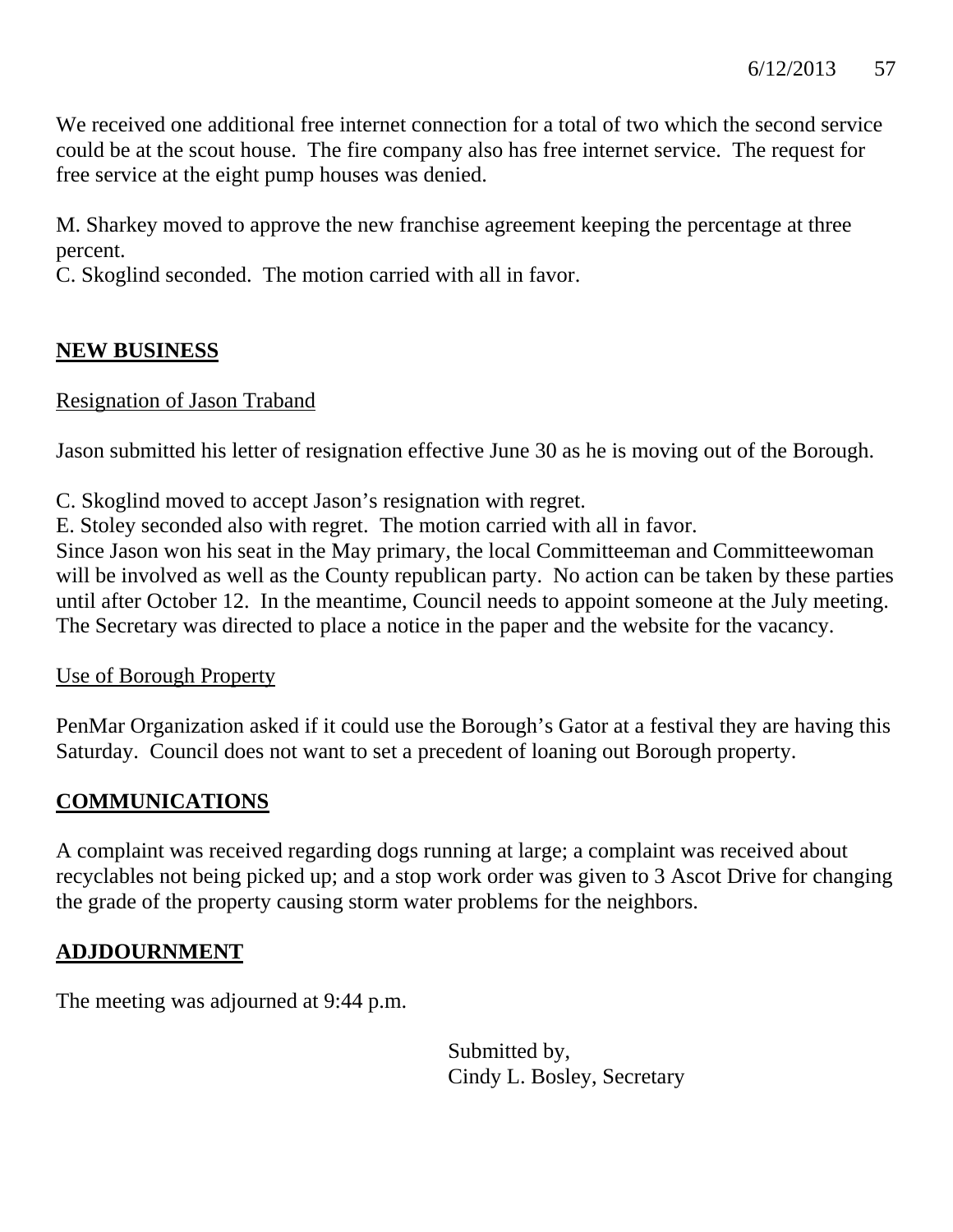We received one additional free internet connection for a total of two which the second service could be at the scout house. The fire company also has free internet service. The request for free service at the eight pump houses was denied.

M. Sharkey moved to approve the new franchise agreement keeping the percentage at three percent.
C. Skoglind seconded. The motion carried with all in favor.

## **NEW BUSINESS**

Resignation of Jason Traband

Jason submitted his letter of resignation effective June 30 as he is moving out of the Borough.

C. Skoglind moved to accept Jason's resignation with regret.
E. Stoley seconded also with regret. The motion carried with all in favor.
Since Jason won his seat in the May primary, the local Committeeman and Committeewoman will be involved as well as the County republican party. No action can be taken by these parties until after October 12. In the meantime, Council needs to appoint someone at the July meeting. The Secretary was directed to place a notice in the paper and the website for the vacancy.

Use of Borough Property

PenMar Organization asked if it could use the Borough's Gator at a festival they are having this Saturday. Council does not want to set a precedent of loaning out Borough property.

## **COMMUNICATIONS**

A complaint was received regarding dogs running at large; a complaint was received about recyclables not being picked up; and a stop work order was given to 3 Ascot Drive for changing the grade of the property causing storm water problems for the neighbors.

## **ADJDOURNMENT**

The meeting was adjourned at 9:44 p.m.

Submitted by,
Cindy L. Bosley, Secretary